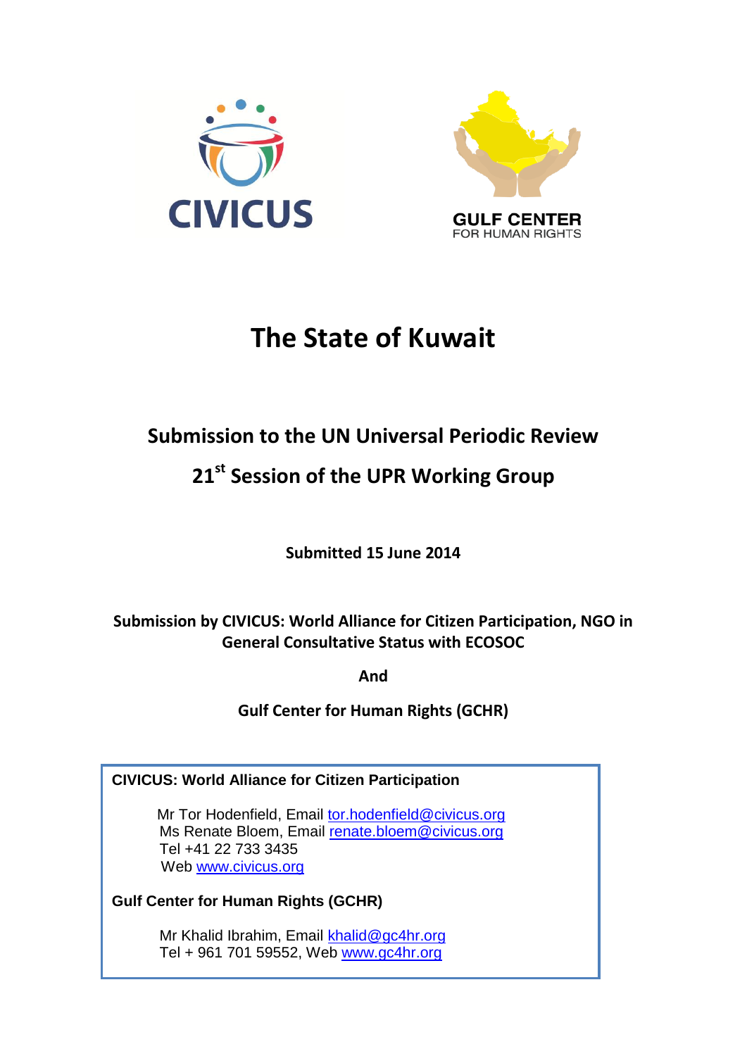CIVICUS

GULF CENTER FOR HUMAN RIGHTS

# The State of Kuwait

## Submission to the UN Universal Periodic Review

## 21st Session of the UPR Working Group

**Submitted 15 June 2014**

**Submission by CIVICUS: World Alliance for Citizen Participation, NGO in General Consultative Status with ECOSOC**

**And**

**Gulf Center for Human Rights (GCHR)**

**CIVICUS: World Alliance for Citizen Participation**

Mr Tor Hodenfield, Email tor.hodenfield@civicus.org
Ms Renate Bloem, Email renate.bloem@civicus.org
Tel +41 22 733 3435
Web www.civicus.org

**Gulf Center for Human Rights (GCHR)**

Mr Khalid Ibrahim, Email khalid@gc4hr.org
Tel + 961 701 59552, Web www.gc4hr.org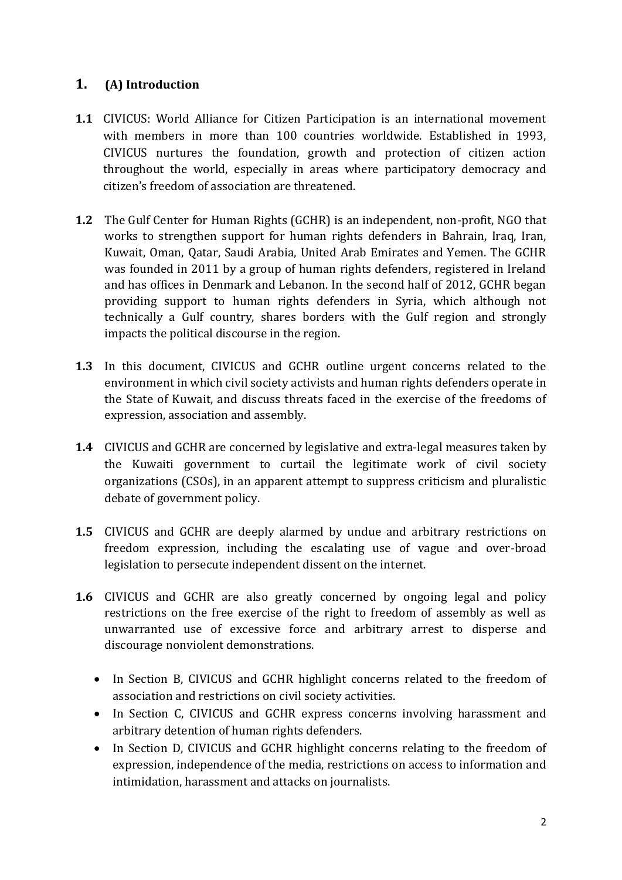## 1. (A) Introduction

**1.1** CIVICUS: World Alliance for Citizen Participation is an international movement with members in more than 100 countries worldwide. Established in 1993, CIVICUS nurtures the foundation, growth and protection of citizen action throughout the world, especially in areas where participatory democracy and citizen's freedom of association are threatened.

**1.2** The Gulf Center for Human Rights (GCHR) is an independent, non-profit, NGO that works to strengthen support for human rights defenders in Bahrain, Iraq, Iran, Kuwait, Oman, Qatar, Saudi Arabia, United Arab Emirates and Yemen. The GCHR was founded in 2011 by a group of human rights defenders, registered in Ireland and has offices in Denmark and Lebanon. In the second half of 2012, GCHR began providing support to human rights defenders in Syria, which although not technically a Gulf country, shares borders with the Gulf region and strongly impacts the political discourse in the region.

**1.3** In this document, CIVICUS and GCHR outline urgent concerns related to the environment in which civil society activists and human rights defenders operate in the State of Kuwait, and discuss threats faced in the exercise of the freedoms of expression, association and assembly.

**1.4** CIVICUS and GCHR are concerned by legislative and extra-legal measures taken by the Kuwaiti government to curtail the legitimate work of civil society organizations (CSOs), in an apparent attempt to suppress criticism and pluralistic debate of government policy.

**1.5** CIVICUS and GCHR are deeply alarmed by undue and arbitrary restrictions on freedom expression, including the escalating use of vague and over-broad legislation to persecute independent dissent on the internet.

**1.6** CIVICUS and GCHR are also greatly concerned by ongoing legal and policy restrictions on the free exercise of the right to freedom of assembly as well as unwarranted use of excessive force and arbitrary arrest to disperse and discourage nonviolent demonstrations.

- In Section B, CIVICUS and GCHR highlight concerns related to the freedom of association and restrictions on civil society activities.
- In Section C, CIVICUS and GCHR express concerns involving harassment and arbitrary detention of human rights defenders.
- In Section D, CIVICUS and GCHR highlight concerns relating to the freedom of expression, independence of the media, restrictions on access to information and intimidation, harassment and attacks on journalists.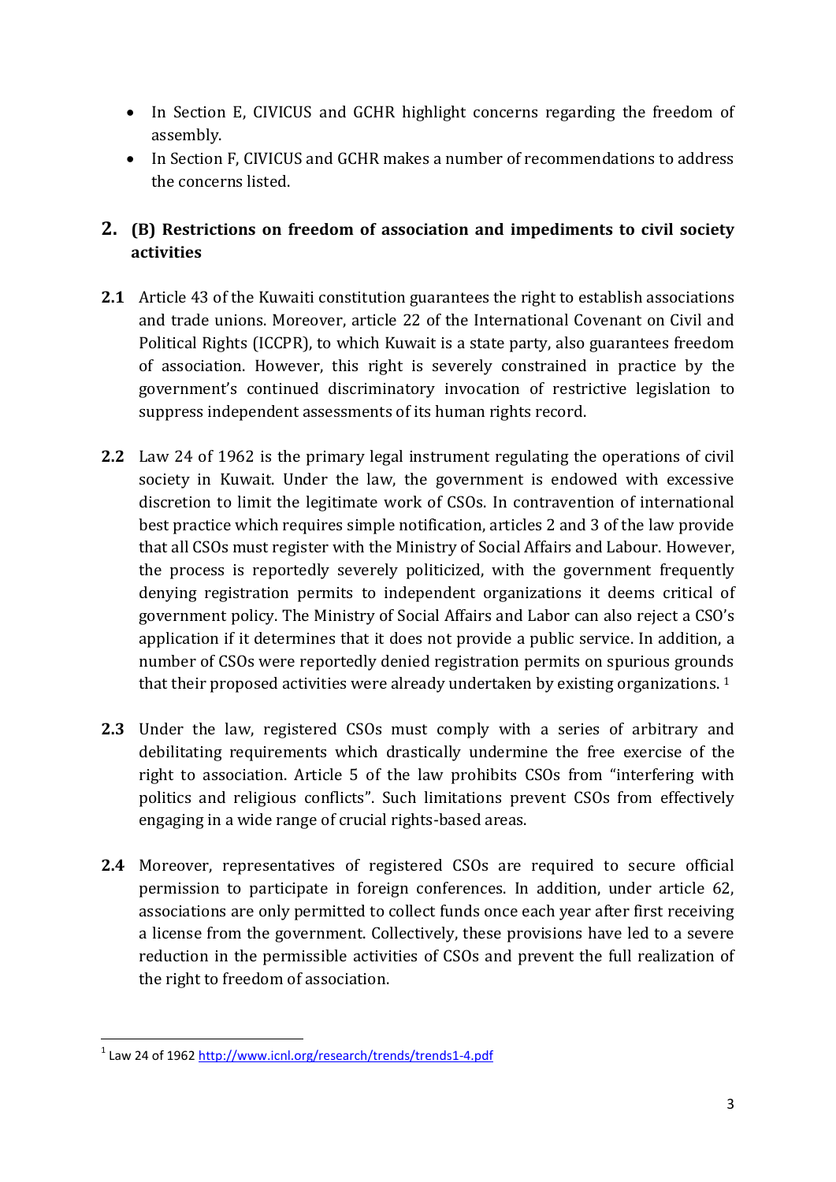- In Section E, CIVICUS and GCHR highlight concerns regarding the freedom of assembly.
- In Section F, CIVICUS and GCHR makes a number of recommendations to address the concerns listed.

## 2. (B) Restrictions on freedom of association and impediments to civil society activities

**2.1** Article 43 of the Kuwaiti constitution guarantees the right to establish associations and trade unions. Moreover, article 22 of the International Covenant on Civil and Political Rights (ICCPR), to which Kuwait is a state party, also guarantees freedom of association. However, this right is severely constrained in practice by the government's continued discriminatory invocation of restrictive legislation to suppress independent assessments of its human rights record.

**2.2** Law 24 of 1962 is the primary legal instrument regulating the operations of civil society in Kuwait. Under the law, the government is endowed with excessive discretion to limit the legitimate work of CSOs. In contravention of international best practice which requires simple notification, articles 2 and 3 of the law provide that all CSOs must register with the Ministry of Social Affairs and Labour. However, the process is reportedly severely politicized, with the government frequently denying registration permits to independent organizations it deems critical of government policy. The Ministry of Social Affairs and Labor can also reject a CSO's application if it determines that it does not provide a public service. In addition, a number of CSOs were reportedly denied registration permits on spurious grounds that their proposed activities were already undertaken by existing organizations. [1]

**2.3** Under the law, registered CSOs must comply with a series of arbitrary and debilitating requirements which drastically undermine the free exercise of the right to association. Article 5 of the law prohibits CSOs from "interfering with politics and religious conflicts". Such limitations prevent CSOs from effectively engaging in a wide range of crucial rights-based areas.

**2.4** Moreover, representatives of registered CSOs are required to secure official permission to participate in foreign conferences. In addition, under article 62, associations are only permitted to collect funds once each year after first receiving a license from the government. Collectively, these provisions have led to a severe reduction in the permissible activities of CSOs and prevent the full realization of the right to freedom of association.

---

[1] Law 24 of 1962 http://www.icnl.org/research/trends/trends1-4.pdf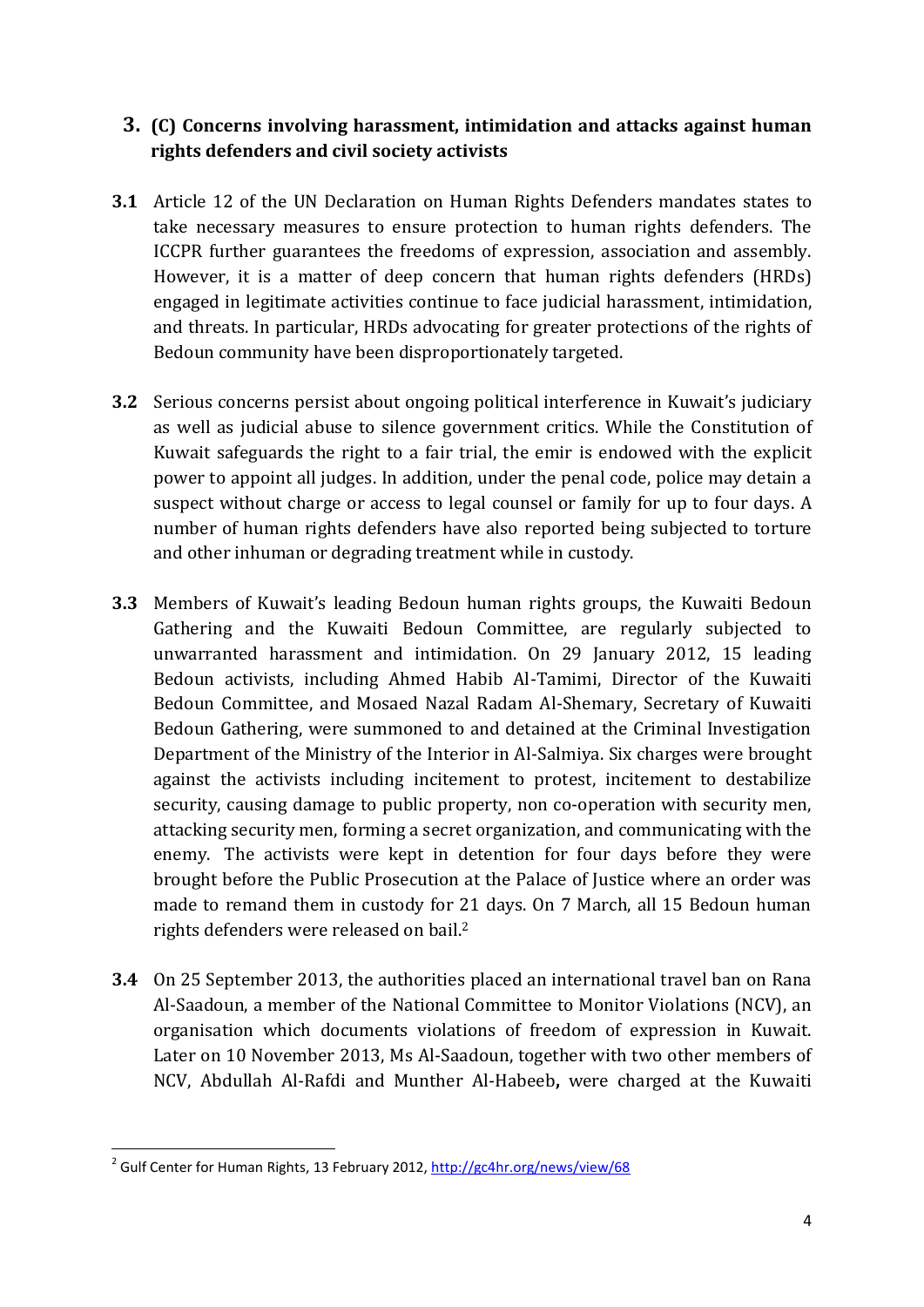## 3. (C) Concerns involving harassment, intimidation and attacks against human rights defenders and civil society activists

**3.1** Article 12 of the UN Declaration on Human Rights Defenders mandates states to take necessary measures to ensure protection to human rights defenders. The ICCPR further guarantees the freedoms of expression, association and assembly. However, it is a matter of deep concern that human rights defenders (HRDs) engaged in legitimate activities continue to face judicial harassment, intimidation, and threats. In particular, HRDs advocating for greater protections of the rights of Bedoun community have been disproportionately targeted.

**3.2** Serious concerns persist about ongoing political interference in Kuwait's judiciary as well as judicial abuse to silence government critics. While the Constitution of Kuwait safeguards the right to a fair trial, the emir is endowed with the explicit power to appoint all judges. In addition, under the penal code, police may detain a suspect without charge or access to legal counsel or family for up to four days. A number of human rights defenders have also reported being subjected to torture and other inhuman or degrading treatment while in custody.

**3.3** Members of Kuwait's leading Bedoun human rights groups, the Kuwaiti Bedoun Gathering and the Kuwaiti Bedoun Committee, are regularly subjected to unwarranted harassment and intimidation. On 29 January 2012, 15 leading Bedoun activists, including Ahmed Habib Al-Tamimi, Director of the Kuwaiti Bedoun Committee, and Mosaed Nazal Radam Al-Shemary, Secretary of Kuwaiti Bedoun Gathering, were summoned to and detained at the Criminal Investigation Department of the Ministry of the Interior in Al-Salmiya. Six charges were brought against the activists including incitement to protest, incitement to destabilize security, causing damage to public property, non co-operation with security men, attacking security men, forming a secret organization, and communicating with the enemy. The activists were kept in detention for four days before they were brought before the Public Prosecution at the Palace of Justice where an order was made to remand them in custody for 21 days. On 7 March, all 15 Bedoun human rights defenders were released on bail.[2]

**3.4** On 25 September 2013, the authorities placed an international travel ban on Rana Al-Saadoun, a member of the National Committee to Monitor Violations (NCV), an organisation which documents violations of freedom of expression in Kuwait. Later on 10 November 2013, Ms Al-Saadoun, together with two other members of NCV, Abdullah Al-Rafdi and Munther Al-Habeeb**,** were charged at the Kuwaiti

---

[2] Gulf Center for Human Rights, 13 February 2012, http://gc4hr.org/news/view/68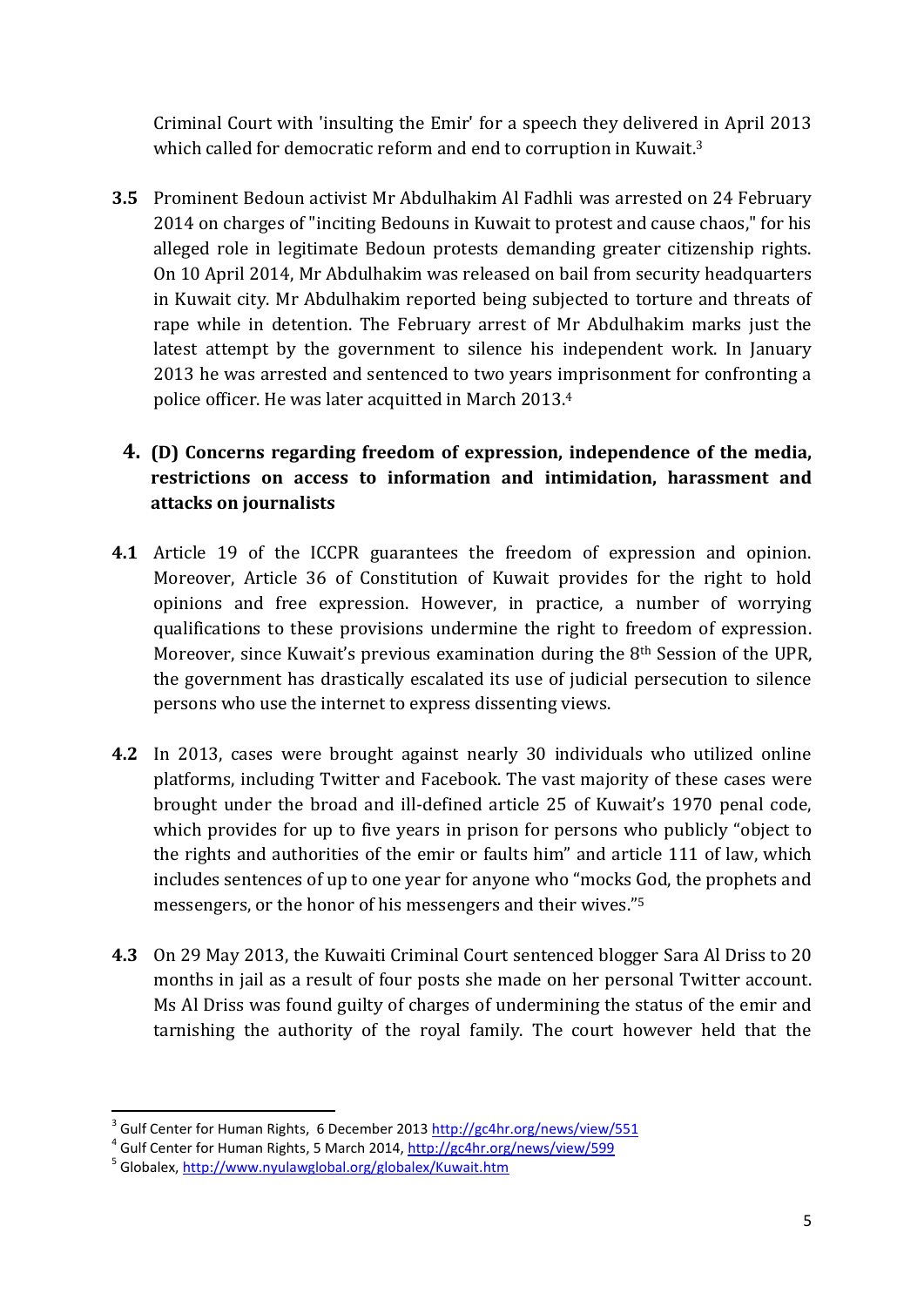Criminal Court with 'insulting the Emir' for a speech they delivered in April 2013 which called for democratic reform and end to corruption in Kuwait.[3]

**3.5** Prominent Bedoun activist Mr Abdulhakim Al Fadhli was arrested on 24 February 2014 on charges of "inciting Bedouns in Kuwait to protest and cause chaos," for his alleged role in legitimate Bedoun protests demanding greater citizenship rights. On 10 April 2014, Mr Abdulhakim was released on bail from security headquarters in Kuwait city. Mr Abdulhakim reported being subjected to torture and threats of rape while in detention. The February arrest of Mr Abdulhakim marks just the latest attempt by the government to silence his independent work. In January 2013 he was arrested and sentenced to two years imprisonment for confronting a police officer. He was later acquitted in March 2013.[4]

## 4. (D) Concerns regarding freedom of expression, independence of the media, restrictions on access to information and intimidation, harassment and attacks on journalists

**4.1** Article 19 of the ICCPR guarantees the freedom of expression and opinion. Moreover, Article 36 of Constitution of Kuwait provides for the right to hold opinions and free expression. However, in practice, a number of worrying qualifications to these provisions undermine the right to freedom of expression. Moreover, since Kuwait's previous examination during the 8th Session of the UPR, the government has drastically escalated its use of judicial persecution to silence persons who use the internet to express dissenting views.

**4.2** In 2013, cases were brought against nearly 30 individuals who utilized online platforms, including Twitter and Facebook. The vast majority of these cases were brought under the broad and ill-defined article 25 of Kuwait's 1970 penal code, which provides for up to five years in prison for persons who publicly "object to the rights and authorities of the emir or faults him" and article 111 of law, which includes sentences of up to one year for anyone who "mocks God, the prophets and messengers, or the honor of his messengers and their wives."[5]

**4.3** On 29 May 2013, the Kuwaiti Criminal Court sentenced blogger Sara Al Driss to 20 months in jail as a result of four posts she made on her personal Twitter account. Ms Al Driss was found guilty of charges of undermining the status of the emir and tarnishing the authority of the royal family. The court however held that the

---

[3] Gulf Center for Human Rights, 6 December 2013 http://gc4hr.org/news/view/551

[4] Gulf Center for Human Rights, 5 March 2014, http://gc4hr.org/news/view/599

[5] Globalex, http://www.nyulawglobal.org/globalex/Kuwait.htm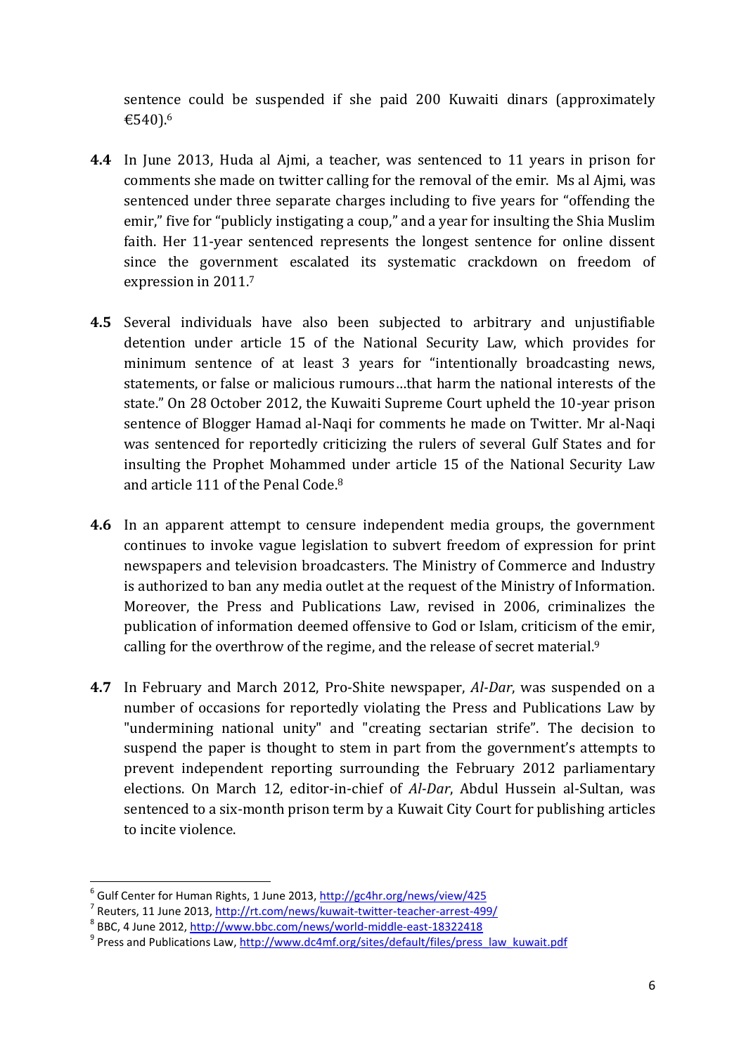sentence could be suspended if she paid 200 Kuwaiti dinars (approximately €540).[6]

**4.4** In June 2013, Huda al Ajmi, a teacher, was sentenced to 11 years in prison for comments she made on twitter calling for the removal of the emir. Ms al Ajmi, was sentenced under three separate charges including to five years for "offending the emir," five for "publicly instigating a coup," and a year for insulting the Shia Muslim faith. Her 11-year sentenced represents the longest sentence for online dissent since the government escalated its systematic crackdown on freedom of expression in 2011.[7]

**4.5** Several individuals have also been subjected to arbitrary and unjustifiable detention under article 15 of the National Security Law, which provides for minimum sentence of at least 3 years for "intentionally broadcasting news, statements, or false or malicious rumours…that harm the national interests of the state." On 28 October 2012, the Kuwaiti Supreme Court upheld the 10-year prison sentence of Blogger Hamad al-Naqi for comments he made on Twitter. Mr al-Naqi was sentenced for reportedly criticizing the rulers of several Gulf States and for insulting the Prophet Mohammed under article 15 of the National Security Law and article 111 of the Penal Code.[8]

**4.6** In an apparent attempt to censure independent media groups, the government continues to invoke vague legislation to subvert freedom of expression for print newspapers and television broadcasters. The Ministry of Commerce and Industry is authorized to ban any media outlet at the request of the Ministry of Information. Moreover, the Press and Publications Law, revised in 2006, criminalizes the publication of information deemed offensive to God or Islam, criticism of the emir, calling for the overthrow of the regime, and the release of secret material.[9]

**4.7** In February and March 2012, Pro-Shite newspaper, *Al-Dar*, was suspended on a number of occasions for reportedly violating the Press and Publications Law by "undermining national unity" and "creating sectarian strife". The decision to suspend the paper is thought to stem in part from the government's attempts to prevent independent reporting surrounding the February 2012 parliamentary elections. On March 12, editor-in-chief of *Al-Dar*, Abdul Hussein al-Sultan, was sentenced to a six-month prison term by a Kuwait City Court for publishing articles to incite violence.

---

[6] Gulf Center for Human Rights, 1 June 2013, http://gc4hr.org/news/view/425

[7] Reuters, 11 June 2013, http://rt.com/news/kuwait-twitter-teacher-arrest-499/

[8] BBC, 4 June 2012, http://www.bbc.com/news/world-middle-east-18322418

[9] Press and Publications Law, http://www.dc4mf.org/sites/default/files/press_law_kuwait.pdf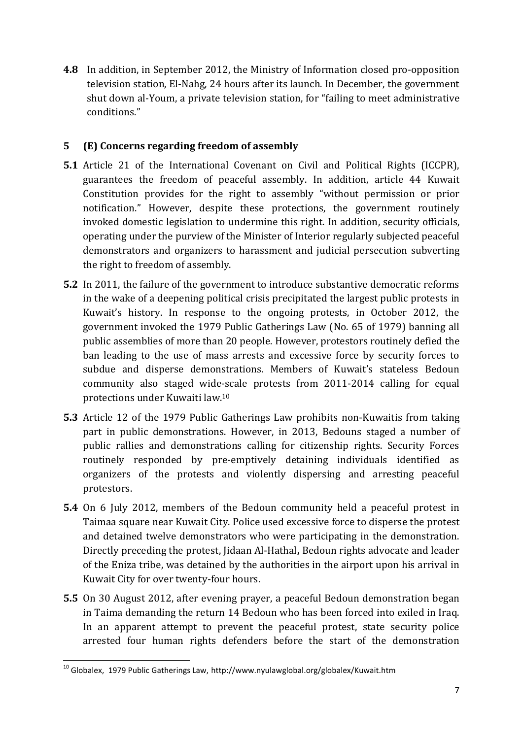**4.8** In addition, in September 2012, the Ministry of Information closed pro-opposition television station, El-Nahg, 24 hours after its launch. In December, the government shut down al-Youm, a private television station, for "failing to meet administrative conditions."

## 5 (E) Concerns regarding freedom of assembly

**5.1** Article 21 of the International Covenant on Civil and Political Rights (ICCPR), guarantees the freedom of peaceful assembly. In addition, article 44 Kuwait Constitution provides for the right to assembly "without permission or prior notification." However, despite these protections, the government routinely invoked domestic legislation to undermine this right. In addition, security officials, operating under the purview of the Minister of Interior regularly subjected peaceful demonstrators and organizers to harassment and judicial persecution subverting the right to freedom of assembly.

**5.2** In 2011, the failure of the government to introduce substantive democratic reforms in the wake of a deepening political crisis precipitated the largest public protests in Kuwait's history. In response to the ongoing protests, in October 2012, the government invoked the 1979 Public Gatherings Law (No. 65 of 1979) banning all public assemblies of more than 20 people. However, protestors routinely defied the ban leading to the use of mass arrests and excessive force by security forces to subdue and disperse demonstrations. Members of Kuwait's stateless Bedoun community also staged wide-scale protests from 2011-2014 calling for equal protections under Kuwaiti law.[10]

**5.3** Article 12 of the 1979 Public Gatherings Law prohibits non-Kuwaitis from taking part in public demonstrations. However, in 2013, Bedouns staged a number of public rallies and demonstrations calling for citizenship rights. Security Forces routinely responded by pre-emptively detaining individuals identified as organizers of the protests and violently dispersing and arresting peaceful protestors.

**5.4** On 6 July 2012, members of the Bedoun community held a peaceful protest in Taimaa square near Kuwait City. Police used excessive force to disperse the protest and detained twelve demonstrators who were participating in the demonstration. Directly preceding the protest, Jidaan Al-Hathal**,** Bedoun rights advocate and leader of the Eniza tribe, was detained by the authorities in the airport upon his arrival in Kuwait City for over twenty-four hours.

**5.5** On 30 August 2012, after evening prayer, a peaceful Bedoun demonstration began in Taima demanding the return 14 Bedoun who has been forced into exiled in Iraq. In an apparent attempt to prevent the peaceful protest, state security police arrested four human rights defenders before the start of the demonstration

---

[10] Globalex, 1979 Public Gatherings Law, http://www.nyulawglobal.org/globalex/Kuwait.htm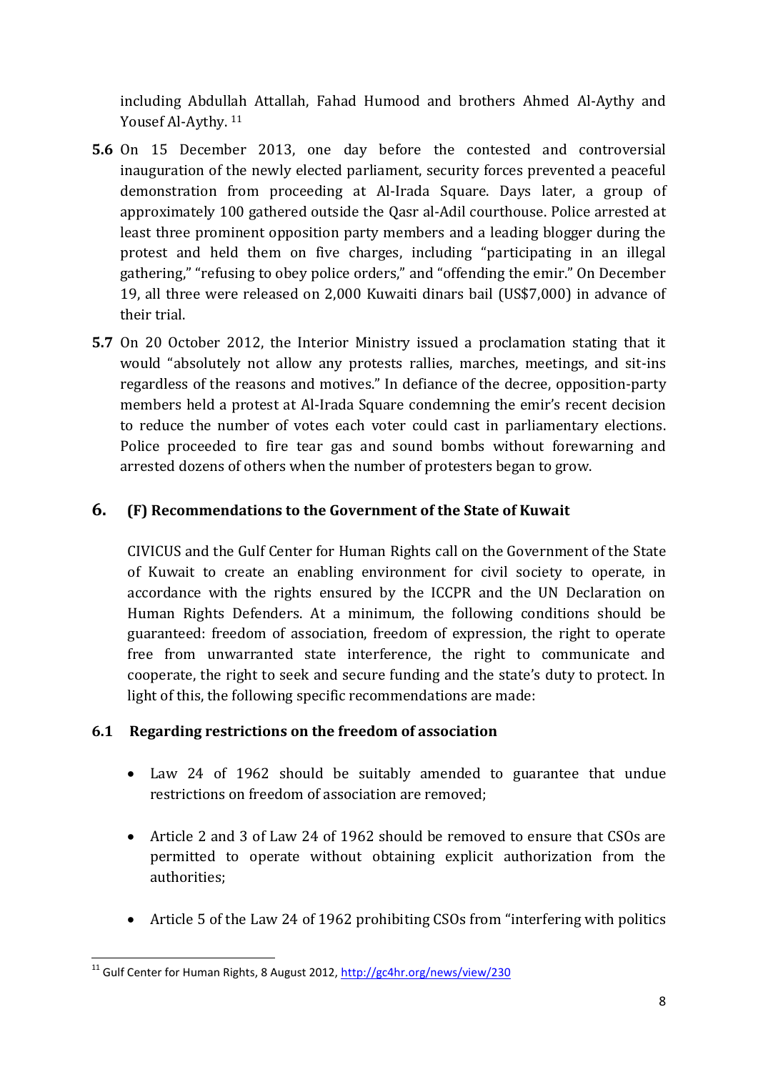including Abdullah Attallah, Fahad Humood and brothers Ahmed Al-Aythy and Yousef Al-Aythy. [11]

**5.6** On 15 December 2013, one day before the contested and controversial inauguration of the newly elected parliament, security forces prevented a peaceful demonstration from proceeding at Al-Irada Square. Days later, a group of approximately 100 gathered outside the Qasr al-Adil courthouse. Police arrested at least three prominent opposition party members and a leading blogger during the protest and held them on five charges, including "participating in an illegal gathering," "refusing to obey police orders," and "offending the emir." On December 19, all three were released on 2,000 Kuwaiti dinars bail (US$7,000) in advance of their trial.

**5.7** On 20 October 2012, the Interior Ministry issued a proclamation stating that it would "absolutely not allow any protests rallies, marches, meetings, and sit-ins regardless of the reasons and motives." In defiance of the decree, opposition-party members held a protest at Al-Irada Square condemning the emir's recent decision to reduce the number of votes each voter could cast in parliamentary elections. Police proceeded to fire tear gas and sound bombs without forewarning and arrested dozens of others when the number of protesters began to grow.

## 6. (F) Recommendations to the Government of the State of Kuwait

CIVICUS and the Gulf Center for Human Rights call on the Government of the State of Kuwait to create an enabling environment for civil society to operate, in accordance with the rights ensured by the ICCPR and the UN Declaration on Human Rights Defenders. At a minimum, the following conditions should be guaranteed: freedom of association, freedom of expression, the right to operate free from unwarranted state interference, the right to communicate and cooperate, the right to seek and secure funding and the state's duty to protect. In light of this, the following specific recommendations are made:

### 6.1 Regarding restrictions on the freedom of association

- Law 24 of 1962 should be suitably amended to guarantee that undue restrictions on freedom of association are removed;
- Article 2 and 3 of Law 24 of 1962 should be removed to ensure that CSOs are permitted to operate without obtaining explicit authorization from the authorities;
- Article 5 of the Law 24 of 1962 prohibiting CSOs from "interfering with politics

---

[11] Gulf Center for Human Rights, 8 August 2012, http://gc4hr.org/news/view/230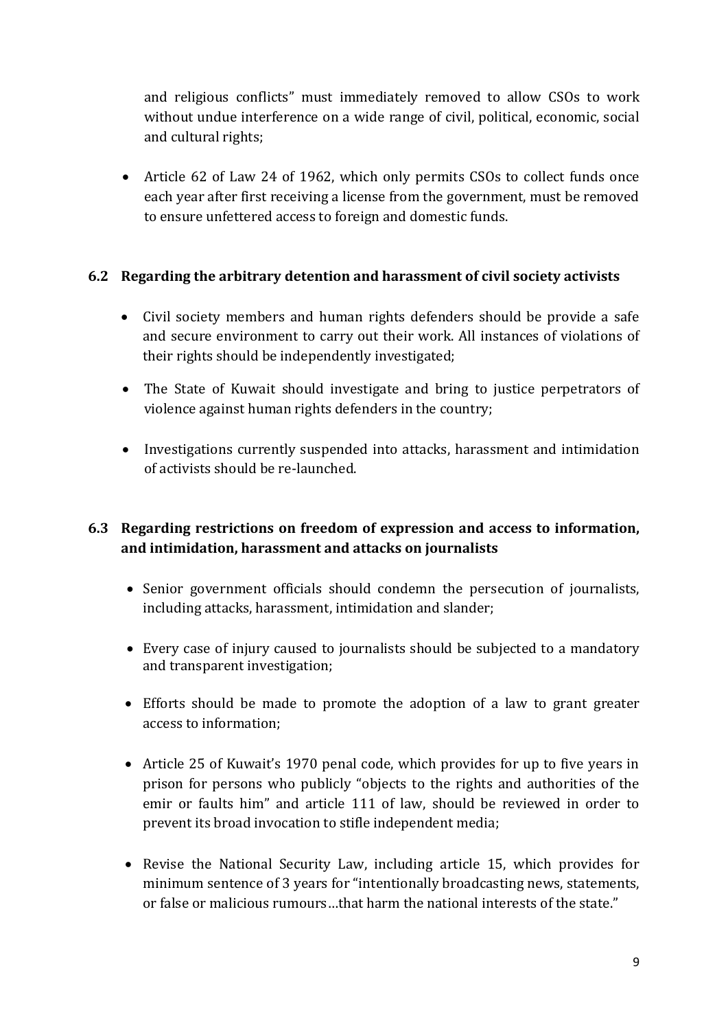and religious conflicts" must immediately removed to allow CSOs to work without undue interference on a wide range of civil, political, economic, social and cultural rights;

- Article 62 of Law 24 of 1962, which only permits CSOs to collect funds once each year after first receiving a license from the government, must be removed to ensure unfettered access to foreign and domestic funds.

### 6.2 Regarding the arbitrary detention and harassment of civil society activists

- Civil society members and human rights defenders should be provide a safe and secure environment to carry out their work. All instances of violations of their rights should be independently investigated;
- The State of Kuwait should investigate and bring to justice perpetrators of violence against human rights defenders in the country;
- Investigations currently suspended into attacks, harassment and intimidation of activists should be re-launched.

### 6.3 Regarding restrictions on freedom of expression and access to information, and intimidation, harassment and attacks on journalists

- Senior government officials should condemn the persecution of journalists, including attacks, harassment, intimidation and slander;
- Every case of injury caused to journalists should be subjected to a mandatory and transparent investigation;
- Efforts should be made to promote the adoption of a law to grant greater access to information;
- Article 25 of Kuwait's 1970 penal code, which provides for up to five years in prison for persons who publicly "objects to the rights and authorities of the emir or faults him" and article 111 of law, should be reviewed in order to prevent its broad invocation to stifle independent media;
- Revise the National Security Law, including article 15, which provides for minimum sentence of 3 years for "intentionally broadcasting news, statements, or false or malicious rumours…that harm the national interests of the state."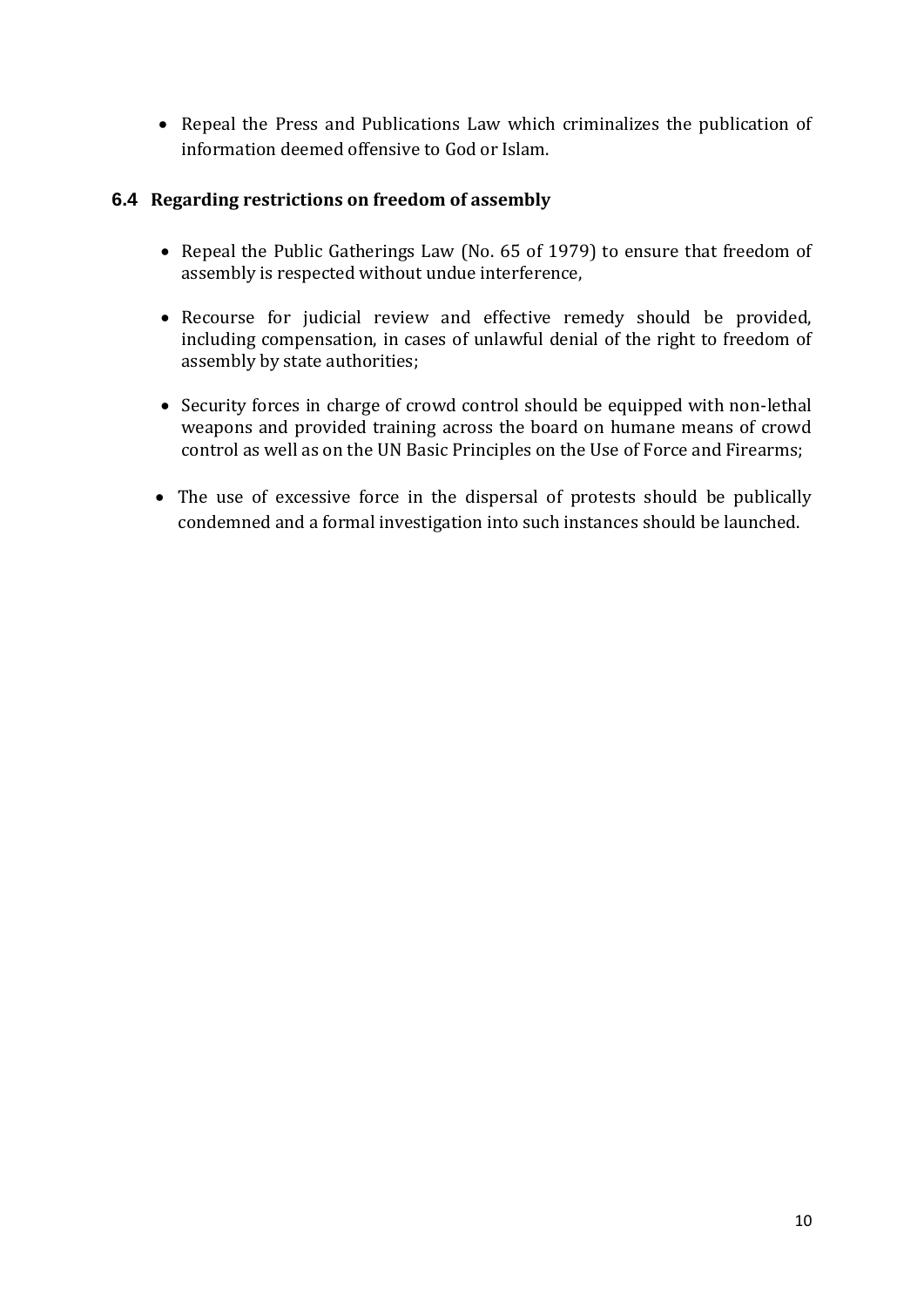- Repeal the Press and Publications Law which criminalizes the publication of information deemed offensive to God or Islam.

### 6.4 Regarding restrictions on freedom of assembly

- Repeal the Public Gatherings Law (No. 65 of 1979) to ensure that freedom of assembly is respected without undue interference,
- Recourse for judicial review and effective remedy should be provided, including compensation, in cases of unlawful denial of the right to freedom of assembly by state authorities;
- Security forces in charge of crowd control should be equipped with non-lethal weapons and provided training across the board on humane means of crowd control as well as on the UN Basic Principles on the Use of Force and Firearms;
- The use of excessive force in the dispersal of protests should be publically condemned and a formal investigation into such instances should be launched.